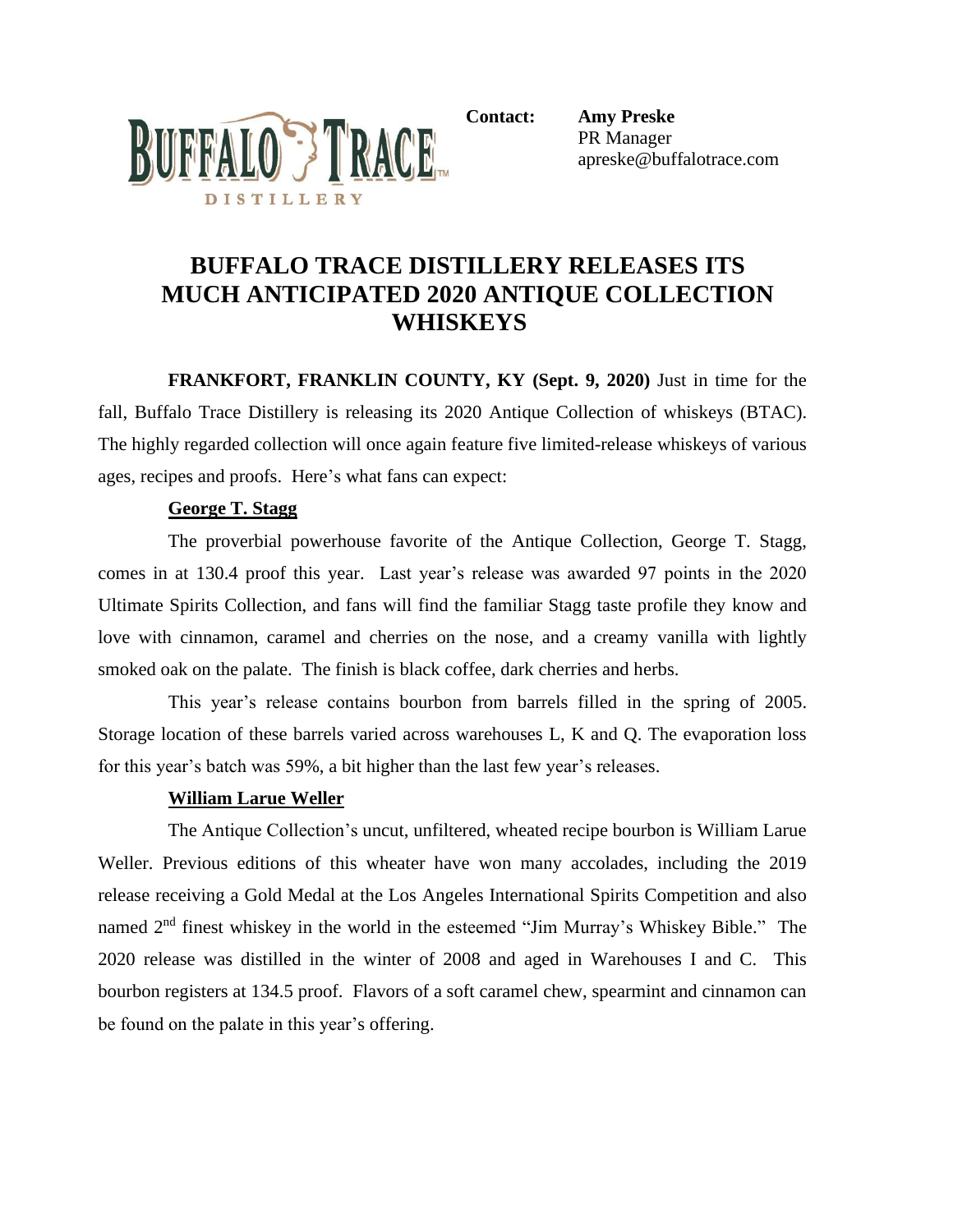**Contact:** **Amy Preske**
PR Manager
apreske@buffalotrace.com

# BUFFALO TRACE DISTILLERY RELEASES ITS MUCH ANTICIPATED 2020 ANTIQUE COLLECTION WHISKEYS

**FRANKFORT, FRANKLIN COUNTY, KY (Sept. 9, 2020)** Just in time for the fall, Buffalo Trace Distillery is releasing its 2020 Antique Collection of whiskeys (BTAC). The highly regarded collection will once again feature five limited-release whiskeys of various ages, recipes and proofs. Here's what fans can expect:

**George T. Stagg**

The proverbial powerhouse favorite of the Antique Collection, George T. Stagg, comes in at 130.4 proof this year. Last year's release was awarded 97 points in the 2020 Ultimate Spirits Collection, and fans will find the familiar Stagg taste profile they know and love with cinnamon, caramel and cherries on the nose, and a creamy vanilla with lightly smoked oak on the palate. The finish is black coffee, dark cherries and herbs.

This year's release contains bourbon from barrels filled in the spring of 2005. Storage location of these barrels varied across warehouses L, K and Q. The evaporation loss for this year's batch was 59%, a bit higher than the last few year's releases.

**William Larue Weller**

The Antique Collection's uncut, unfiltered, wheated recipe bourbon is William Larue Weller. Previous editions of this wheater have won many accolades, including the 2019 release receiving a Gold Medal at the Los Angeles International Spirits Competition and also named 2nd finest whiskey in the world in the esteemed "Jim Murray's Whiskey Bible." The 2020 release was distilled in the winter of 2008 and aged in Warehouses I and C. This bourbon registers at 134.5 proof. Flavors of a soft caramel chew, spearmint and cinnamon can be found on the palate in this year's offering.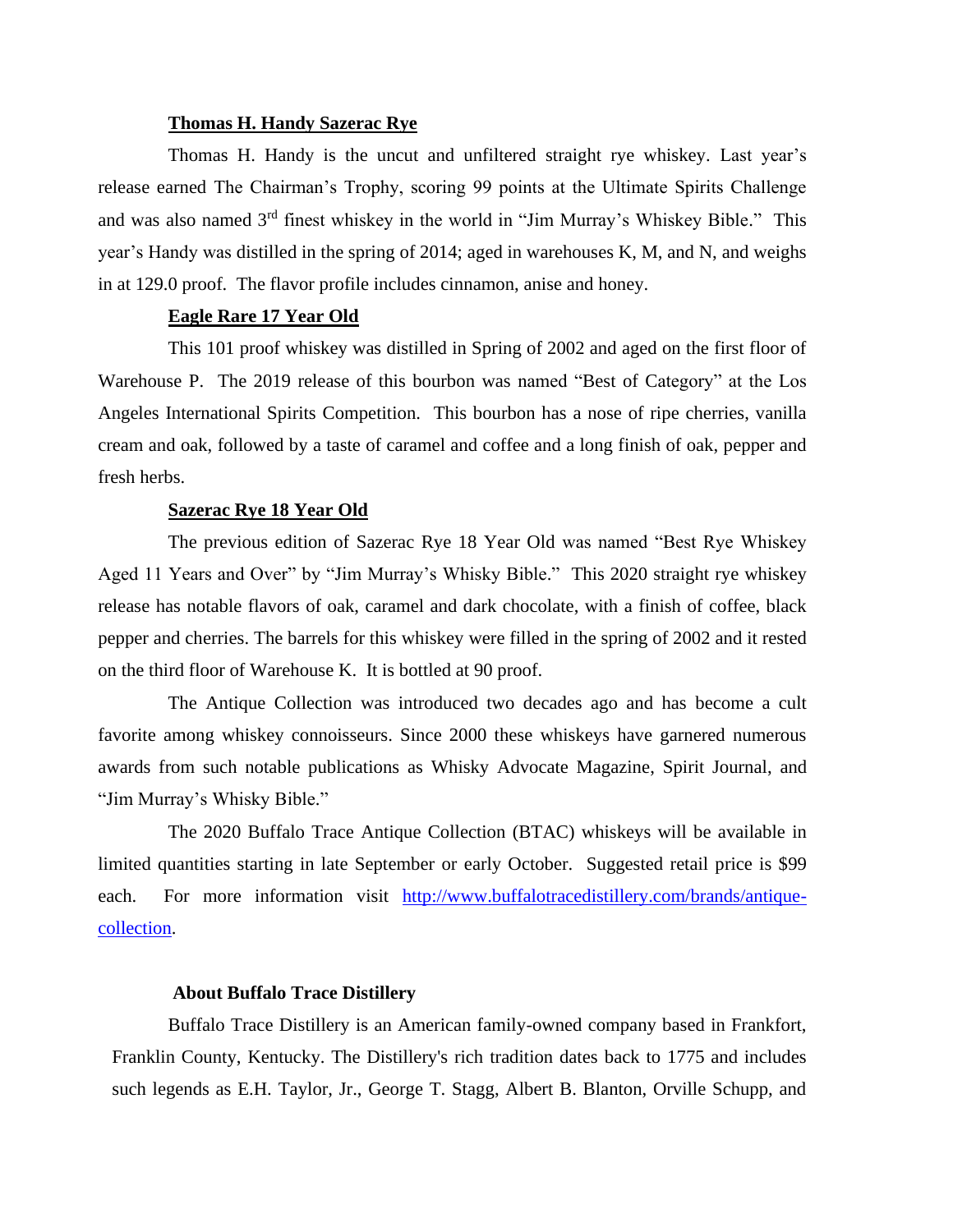**Thomas H. Handy Sazerac Rye**

Thomas H. Handy is the uncut and unfiltered straight rye whiskey. Last year's release earned The Chairman's Trophy, scoring 99 points at the Ultimate Spirits Challenge and was also named 3rd finest whiskey in the world in "Jim Murray's Whiskey Bible." This year's Handy was distilled in the spring of 2014; aged in warehouses K, M, and N, and weighs in at 129.0 proof. The flavor profile includes cinnamon, anise and honey.

**Eagle Rare 17 Year Old**

This 101 proof whiskey was distilled in Spring of 2002 and aged on the first floor of Warehouse P. The 2019 release of this bourbon was named "Best of Category" at the Los Angeles International Spirits Competition. This bourbon has a nose of ripe cherries, vanilla cream and oak, followed by a taste of caramel and coffee and a long finish of oak, pepper and fresh herbs.

**Sazerac Rye 18 Year Old**

The previous edition of Sazerac Rye 18 Year Old was named "Best Rye Whiskey Aged 11 Years and Over" by "Jim Murray's Whisky Bible." This 2020 straight rye whiskey release has notable flavors of oak, caramel and dark chocolate, with a finish of coffee, black pepper and cherries. The barrels for this whiskey were filled in the spring of 2002 and it rested on the third floor of Warehouse K. It is bottled at 90 proof.

The Antique Collection was introduced two decades ago and has become a cult favorite among whiskey connoisseurs. Since 2000 these whiskeys have garnered numerous awards from such notable publications as Whisky Advocate Magazine, Spirit Journal, and "Jim Murray's Whisky Bible."

The 2020 Buffalo Trace Antique Collection (BTAC) whiskeys will be available in limited quantities starting in late September or early October. Suggested retail price is $99 each. For more information visit [http://www.buffalotracedistillery.com/brands/antique-collection](http://www.buffalotracedistillery.com/brands/antique-collection).

**About Buffalo Trace Distillery**

Buffalo Trace Distillery is an American family-owned company based in Frankfort, Franklin County, Kentucky. The Distillery's rich tradition dates back to 1775 and includes such legends as E.H. Taylor, Jr., George T. Stagg, Albert B. Blanton, Orville Schupp, and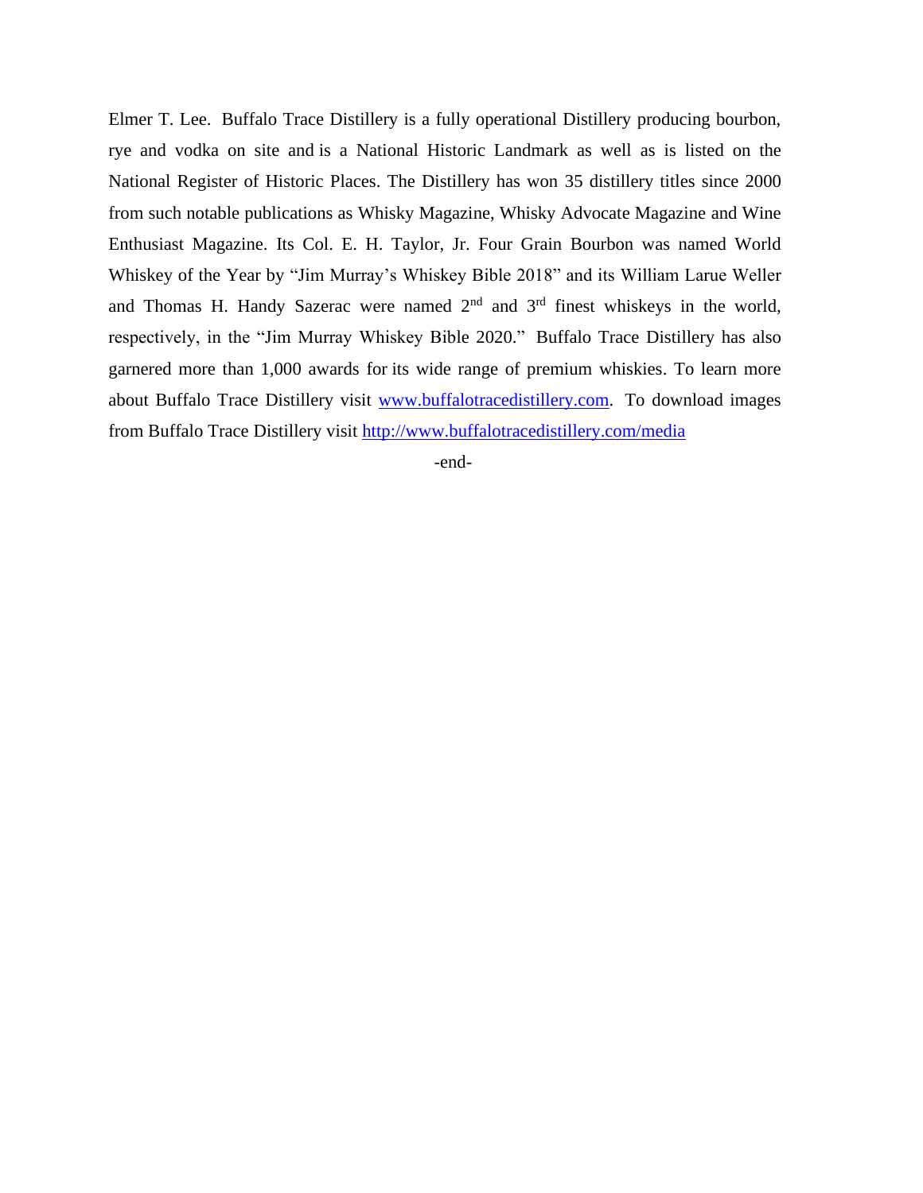Elmer T. Lee. Buffalo Trace Distillery is a fully operational Distillery producing bourbon, rye and vodka on site and is a National Historic Landmark as well as is listed on the National Register of Historic Places. The Distillery has won 35 distillery titles since 2000 from such notable publications as Whisky Magazine, Whisky Advocate Magazine and Wine Enthusiast Magazine. Its Col. E. H. Taylor, Jr. Four Grain Bourbon was named World Whiskey of the Year by "Jim Murray's Whiskey Bible 2018" and its William Larue Weller and Thomas H. Handy Sazerac were named 2nd and 3rd finest whiskeys in the world, respectively, in the "Jim Murray Whiskey Bible 2020." Buffalo Trace Distillery has also garnered more than 1,000 awards for its wide range of premium whiskies. To learn more about Buffalo Trace Distillery visit [www.buffalotracedistillery.com](http://www.buffalotracedistillery.com). To download images from Buffalo Trace Distillery visit [http://www.buffalotracedistillery.com/media](http://www.buffalotracedistillery.com/media)

-end-